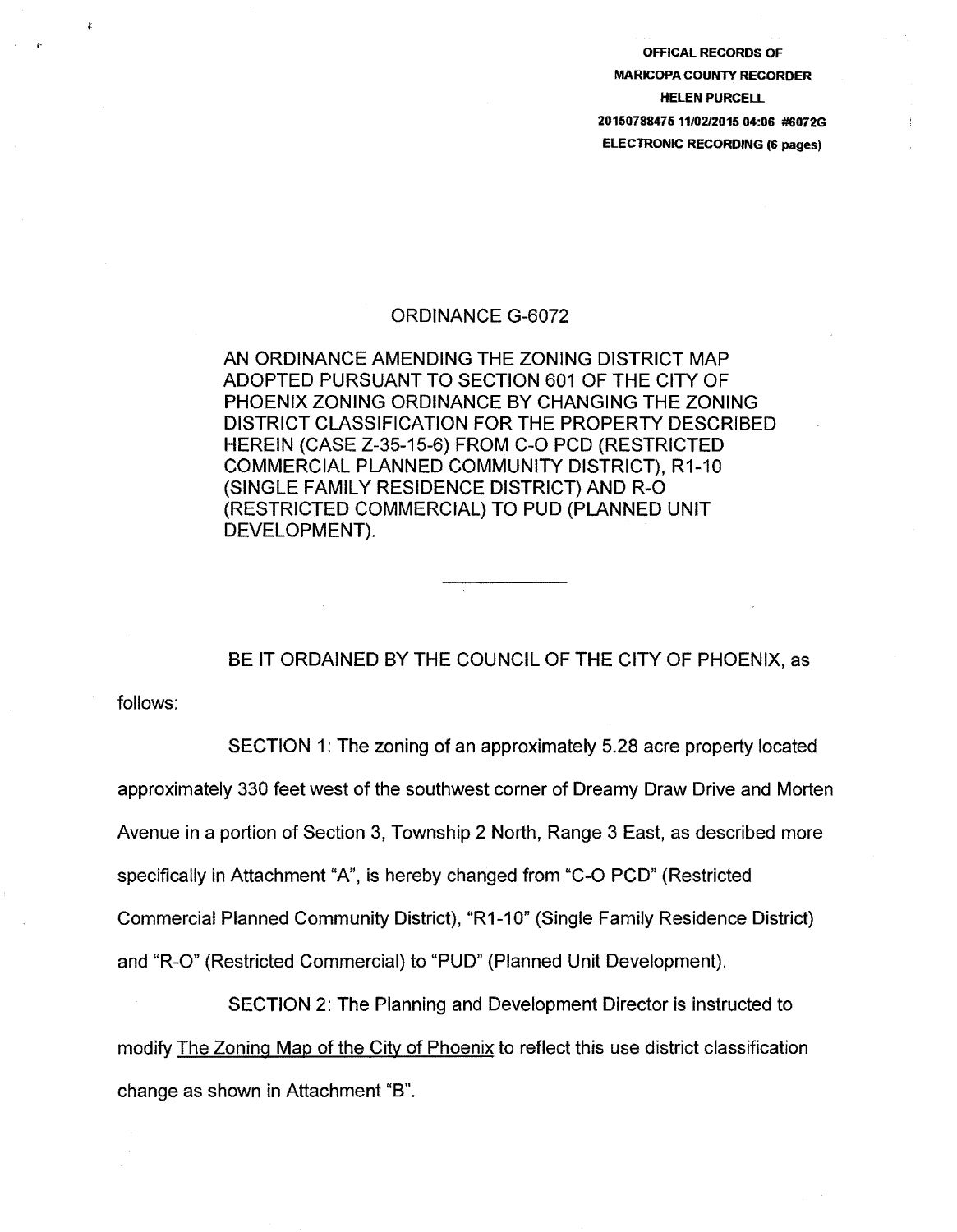OFFICAL RECORDS OF
MARICOPA COUNTY RECORDER
HELEN PURCELL
20150788475 11/02/2015 04:06 #6072G
ELECTRONIC RECORDING (6 pages)

# ORDINANCE G-6072

AN ORDINANCE AMENDING THE ZONING DISTRICT MAP ADOPTED PURSUANT TO SECTION 601 OF THE CITY OF PHOENIX ZONING ORDINANCE BY CHANGING THE ZONING DISTRICT CLASSIFICATION FOR THE PROPERTY DESCRIBED HEREIN (CASE Z-35-15-6) FROM C-O PCD (RESTRICTED COMMERCIAL PLANNED COMMUNITY DISTRICT), R1-10 (SINGLE FAMILY RESIDENCE DISTRICT) AND R-O (RESTRICTED COMMERCIAL) TO PUD (PLANNED UNIT DEVELOPMENT).

---

BE IT ORDAINED BY THE COUNCIL OF THE CITY OF PHOENIX, as follows:

SECTION 1: The zoning of an approximately 5.28 acre property located approximately 330 feet west of the southwest corner of Dreamy Draw Drive and Morten Avenue in a portion of Section 3, Township 2 North, Range 3 East, as described more specifically in Attachment "A", is hereby changed from "C-O PCD" (Restricted Commercial Planned Community District), "R1-10" (Single Family Residence District) and "R-O" (Restricted Commercial) to "PUD" (Planned Unit Development).

SECTION 2: The Planning and Development Director is instructed to modify The Zoning Map of the City of Phoenix to reflect this use district classification change as shown in Attachment "B".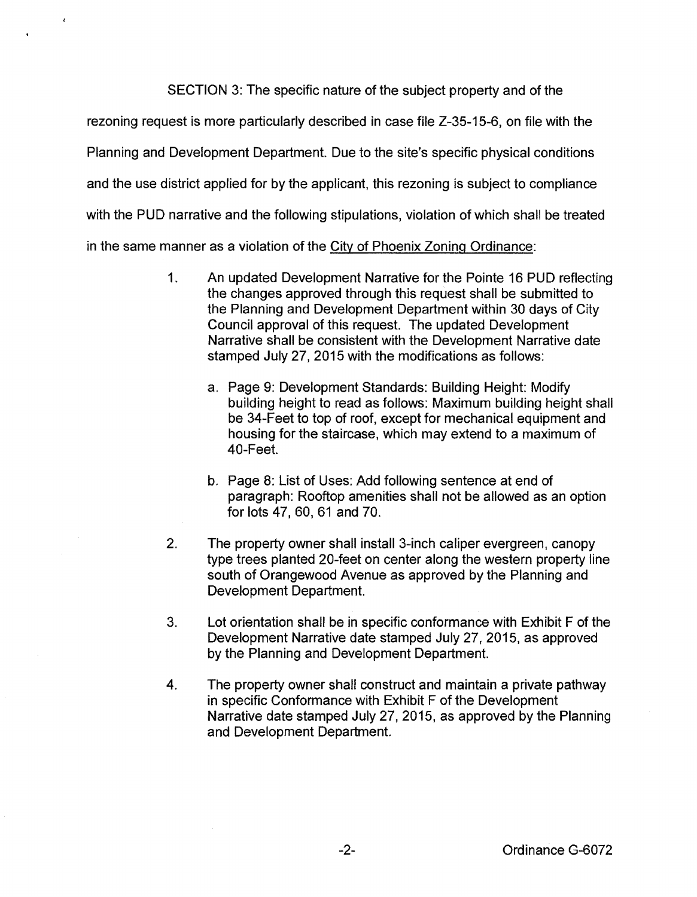SECTION 3: The specific nature of the subject property and of the rezoning request is more particularly described in case file Z-35-15-6, on file with the Planning and Development Department. Due to the site's specific physical conditions and the use district applied for by the applicant, this rezoning is subject to compliance with the PUD narrative and the following stipulations, violation of which shall be treated in the same manner as a violation of the City of Phoenix Zoning Ordinance:

1. An updated Development Narrative for the Pointe 16 PUD reflecting the changes approved through this request shall be submitted to the Planning and Development Department within 30 days of City Council approval of this request. The updated Development Narrative shall be consistent with the Development Narrative date stamped July 27, 2015 with the modifications as follows:

   a. Page 9: Development Standards: Building Height: Modify building height to read as follows: Maximum building height shall be 34-Feet to top of roof, except for mechanical equipment and housing for the staircase, which may extend to a maximum of 40-Feet.

   b. Page 8: List of Uses: Add following sentence at end of paragraph: Rooftop amenities shall not be allowed as an option for lots 47, 60, 61 and 70.

2. The property owner shall install 3-inch caliper evergreen, canopy type trees planted 20-feet on center along the western property line south of Orangewood Avenue as approved by the Planning and Development Department.

3. Lot orientation shall be in specific conformance with Exhibit F of the Development Narrative date stamped July 27, 2015, as approved by the Planning and Development Department.

4. The property owner shall construct and maintain a private pathway in specific Conformance with Exhibit F of the Development Narrative date stamped July 27, 2015, as approved by the Planning and Development Department.

Ordinance G-6072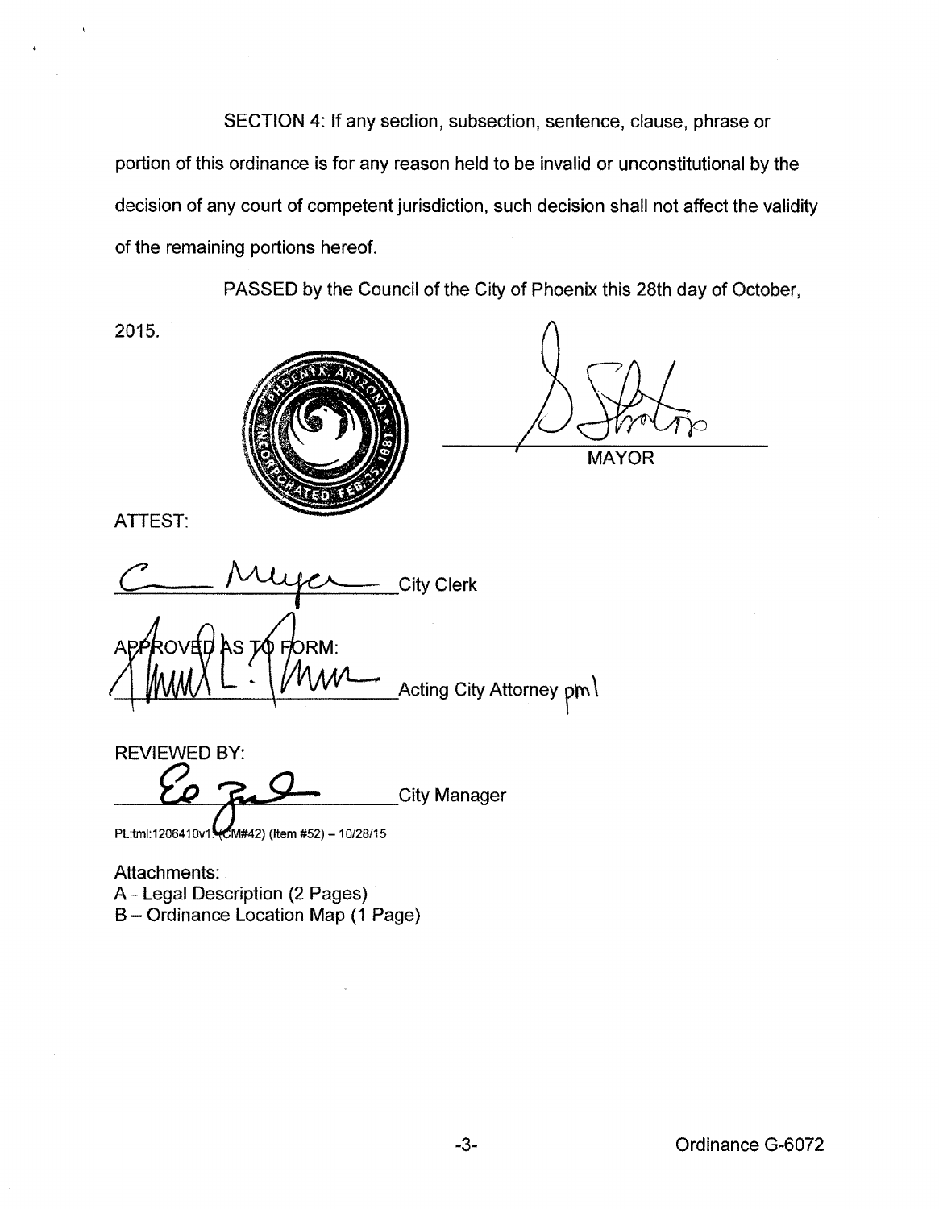SECTION 4: If any section, subsection, sentence, clause, phrase or portion of this ordinance is for any reason held to be invalid or unconstitutional by the decision of any court of competent jurisdiction, such decision shall not affect the validity of the remaining portions hereof.

PASSED by the Council of the City of Phoenix this 28th day of October, 2015.

MAYOR

ATTEST:

City Clerk

APPROVED AS TO FORM:

Acting City Attorney pml

REVIEWED BY:

City Manager

PL:tml:1206410v1 (CM#42) (Item #52) – 10/28/15

Attachments:
A - Legal Description (2 Pages)
B – Ordinance Location Map (1 Page)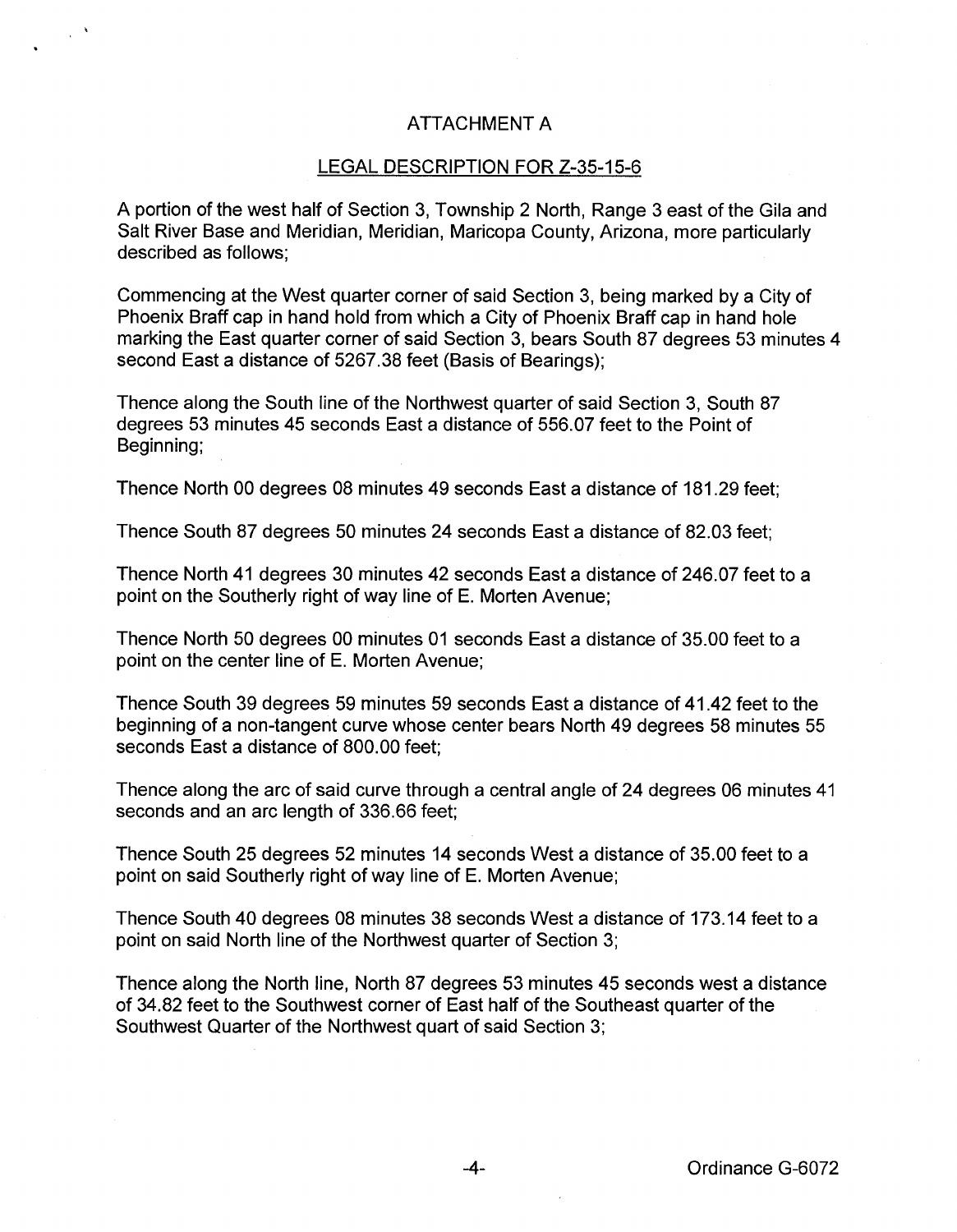ATTACHMENT A

LEGAL DESCRIPTION FOR Z-35-15-6

A portion of the west half of Section 3, Township 2 North, Range 3 east of the Gila and Salt River Base and Meridian, Meridian, Maricopa County, Arizona, more particularly described as follows;

Commencing at the West quarter corner of said Section 3, being marked by a City of Phoenix Braff cap in hand hold from which a City of Phoenix Braff cap in hand hole marking the East quarter corner of said Section 3, bears South 87 degrees 53 minutes 4 second East a distance of 5267.38 feet (Basis of Bearings);

Thence along the South line of the Northwest quarter of said Section 3, South 87 degrees 53 minutes 45 seconds East a distance of 556.07 feet to the Point of Beginning;

Thence North 00 degrees 08 minutes 49 seconds East a distance of 181.29 feet;

Thence South 87 degrees 50 minutes 24 seconds East a distance of 82.03 feet;

Thence North 41 degrees 30 minutes 42 seconds East a distance of 246.07 feet to a point on the Southerly right of way line of E. Morten Avenue;

Thence North 50 degrees 00 minutes 01 seconds East a distance of 35.00 feet to a point on the center line of E. Morten Avenue;

Thence South 39 degrees 59 minutes 59 seconds East a distance of 41.42 feet to the beginning of a non-tangent curve whose center bears North 49 degrees 58 minutes 55 seconds East a distance of 800.00 feet;

Thence along the arc of said curve through a central angle of 24 degrees 06 minutes 41 seconds and an arc length of 336.66 feet;

Thence South 25 degrees 52 minutes 14 seconds West a distance of 35.00 feet to a point on said Southerly right of way line of E. Morten Avenue;

Thence South 40 degrees 08 minutes 38 seconds West a distance of 173.14 feet to a point on said North line of the Northwest quarter of Section 3;

Thence along the North line, North 87 degrees 53 minutes 45 seconds west a distance of 34.82 feet to the Southwest corner of East half of the Southeast quarter of the Southwest Quarter of the Northwest quart of said Section 3;

Ordinance G-6072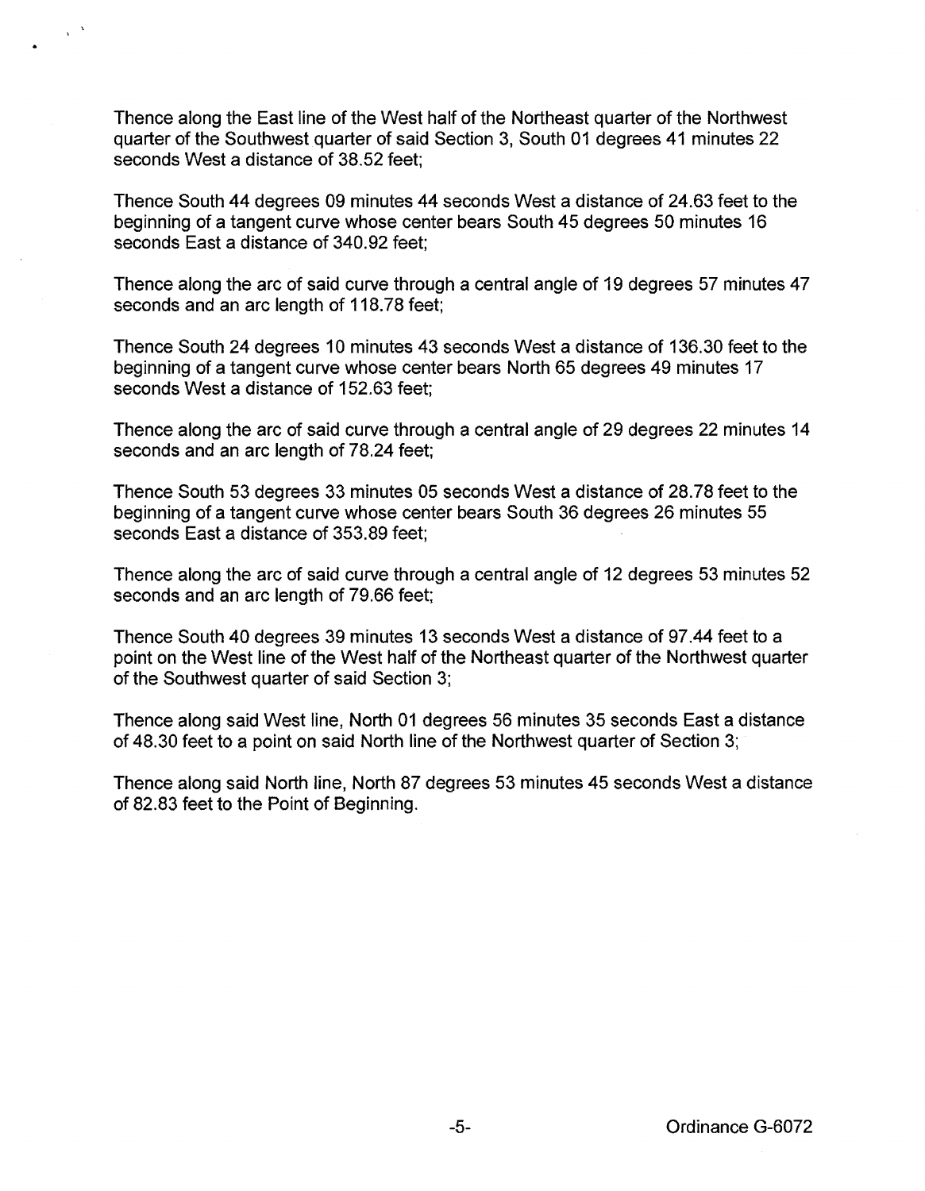Thence along the East line of the West half of the Northeast quarter of the Northwest quarter of the Southwest quarter of said Section 3, South 01 degrees 41 minutes 22 seconds West a distance of 38.52 feet;

Thence South 44 degrees 09 minutes 44 seconds West a distance of 24.63 feet to the beginning of a tangent curve whose center bears South 45 degrees 50 minutes 16 seconds East a distance of 340.92 feet;

Thence along the arc of said curve through a central angle of 19 degrees 57 minutes 47 seconds and an arc length of 118.78 feet;

Thence South 24 degrees 10 minutes 43 seconds West a distance of 136.30 feet to the beginning of a tangent curve whose center bears North 65 degrees 49 minutes 17 seconds West a distance of 152.63 feet;

Thence along the arc of said curve through a central angle of 29 degrees 22 minutes 14 seconds and an arc length of 78.24 feet;

Thence South 53 degrees 33 minutes 05 seconds West a distance of 28.78 feet to the beginning of a tangent curve whose center bears South 36 degrees 26 minutes 55 seconds East a distance of 353.89 feet;

Thence along the arc of said curve through a central angle of 12 degrees 53 minutes 52 seconds and an arc length of 79.66 feet;

Thence South 40 degrees 39 minutes 13 seconds West a distance of 97.44 feet to a point on the West line of the West half of the Northeast quarter of the Northwest quarter of the Southwest quarter of said Section 3;

Thence along said West line, North 01 degrees 56 minutes 35 seconds East a distance of 48.30 feet to a point on said North line of the Northwest quarter of Section 3;

Thence along said North line, North 87 degrees 53 minutes 45 seconds West a distance of 82.83 feet to the Point of Beginning.

Ordinance G-6072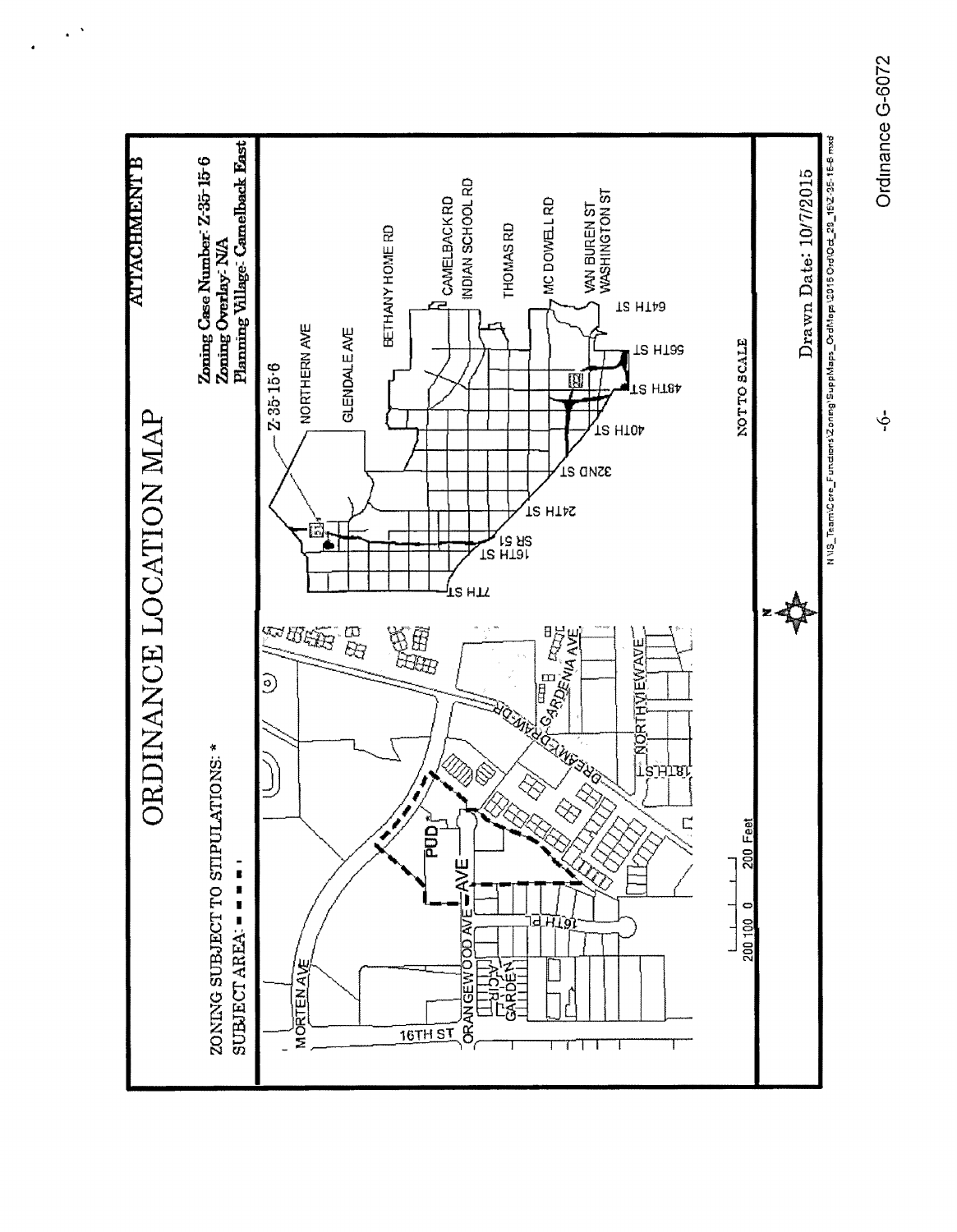# ORDINANCE LOCATION MAP

**ATTACHMENT B**

ZONING SUBJECT TO STIPULATIONS: *

SUBJECT AREA: ▬ ▬ ▬ ▬

**Zoning Case Number: Z-35-15-6**
**Zoning Overlay: N/A**
**Planning Village: Camelback East**

MORTEN AVE
16TH ST
ORANGEWOOD AVE
AVE
PUD
16TH PL
GARDEN CIR
DREAMY DRAW DR
GARDENIA AVE
NORTHVIEW AVE
18TH ST

200 100 0 200 Feet

Z-35-15-6
NORTHERN AVE
GLENDALE AVE
BETHANY HOME RD
CAMELBACK RD
INDIAN SCHOOL RD
THOMAS RD
MC DOWELL RD
VAN BUREN ST
WASHINGTON ST
7TH ST
16TH ST
SR 51
24TH ST
32ND ST
40TH ST
48TH ST
56TH ST
64TH ST

NOT TO SCALE

Drawn Date: 10/7/2015

N:\IS_Team\Core_Functions\Zoning\SuppMaps_OrdMaps\2015 Ord\Oct_28_15\Z-35-15-6.mxd

Ordinance G-6072